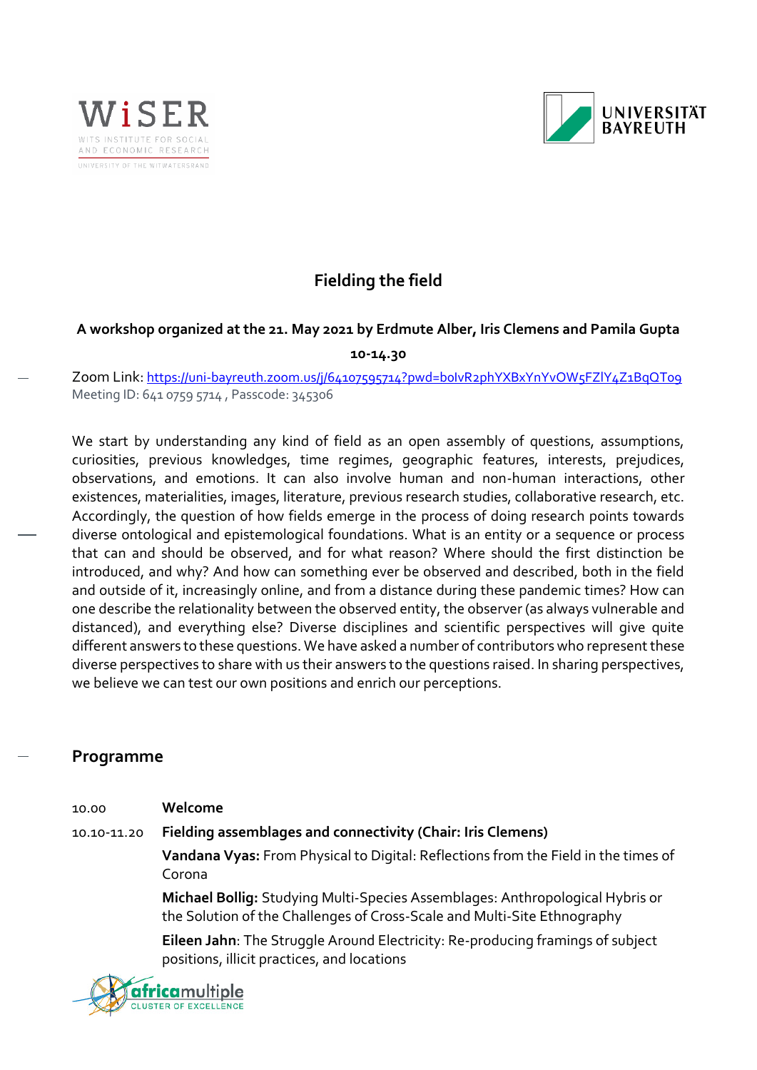# Fielding the field

**A workshop organized at the 21. May 2021 by Erdmute Alber, Iris Clemens and Pamila Gupta**

**10-14.30**

Zoom Link: [https://uni-bayreuth.zoom.us/j/64107595714?pwd=boIvR2phYXBxYnYvOW5FZlY4Z1BqQT09](https://uni-bayreuth.zoom.us/j/64107595714?pwd=boIvR2phYXBxYnYvOW5FZlY4Z1BqQT09)
Meeting ID: 641 0759 5714 , Passcode: 345306

We start by understanding any kind of field as an open assembly of questions, assumptions, curiosities, previous knowledges, time regimes, geographic features, interests, prejudices, observations, and emotions. It can also involve human and non-human interactions, other existences, materialities, images, literature, previous research studies, collaborative research, etc. Accordingly, the question of how fields emerge in the process of doing research points towards diverse ontological and epistemological foundations. What is an entity or a sequence or process that can and should be observed, and for what reason? Where should the first distinction be introduced, and why? And how can something ever be observed and described, both in the field and outside of it, increasingly online, and from a distance during these pandemic times? How can one describe the relationality between the observed entity, the observer (as always vulnerable and distanced), and everything else? Diverse disciplines and scientific perspectives will give quite different answers to these questions. We have asked a number of contributors who represent these diverse perspectives to share with us their answers to the questions raised. In sharing perspectives, we believe we can test our own positions and enrich our perceptions.

## Programme

| | |
|---|---|
| 10.00 | **Welcome** |
| 10.10-11.20 | **Fielding assemblages and connectivity (Chair: Iris Clemens)** |
| | **Vandana Vyas:** From Physical to Digital: Reflections from the Field in the times of Corona |
| | **Michael Bollig:** Studying Multi-Species Assemblages: Anthropological Hybris or the Solution of the Challenges of Cross-Scale and Multi-Site Ethnography |
| | **Eileen Jahn**: The Struggle Around Electricity: Re-producing framings of subject positions, illicit practices, and locations |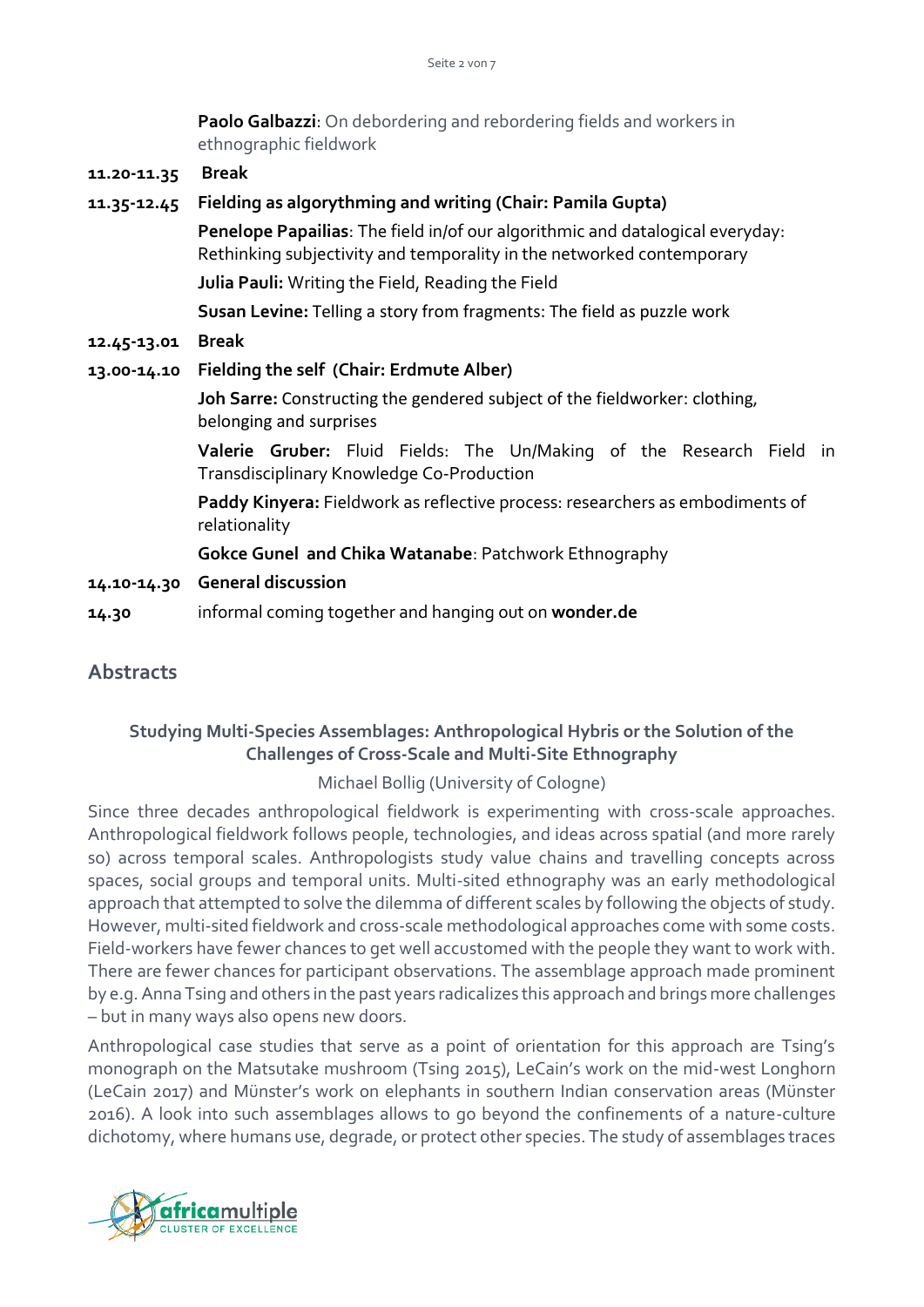**Paolo Galbazzi**: On debordering and rebordering fields and workers in ethnographic fieldwork

**11.20-11.35** **Break**

**11.35-12.45** **Fielding as algorythming and writing (Chair: Pamila Gupta)**

**Penelope Papailias**: The field in/of our algorithmic and datalogical everyday: Rethinking subjectivity and temporality in the networked contemporary

**Julia Pauli:** Writing the Field, Reading the Field

**Susan Levine:** Telling a story from fragments: The field as puzzle work

**12.45-13.01** **Break**

**13.00-14.10** **Fielding the self (Chair: Erdmute Alber)**

**Joh Sarre:** Constructing the gendered subject of the fieldworker: clothing, belonging and surprises

**Valerie Gruber:** Fluid Fields: The Un/Making of the Research Field in Transdisciplinary Knowledge Co-Production

**Paddy Kinyera:** Fieldwork as reflective process: researchers as embodiments of relationality

**Gokce Gunel and Chika Watanabe**: Patchwork Ethnography

**14.10-14.30** **General discussion**

**14.30** informal coming together and hanging out on **wonder.de**

## Abstracts

### Studying Multi-Species Assemblages: Anthropological Hybris or the Solution of the Challenges of Cross-Scale and Multi-Site Ethnography

Michael Bollig (University of Cologne)

Since three decades anthropological fieldwork is experimenting with cross-scale approaches. Anthropological fieldwork follows people, technologies, and ideas across spatial (and more rarely so) across temporal scales. Anthropologists study value chains and travelling concepts across spaces, social groups and temporal units. Multi-sited ethnography was an early methodological approach that attempted to solve the dilemma of different scales by following the objects of study. However, multi-sited fieldwork and cross-scale methodological approaches come with some costs. Field-workers have fewer chances to get well accustomed with the people they want to work with. There are fewer chances for participant observations. The assemblage approach made prominent by e.g. Anna Tsing and others in the past years radicalizes this approach and brings more challenges – but in many ways also opens new doors.

Anthropological case studies that serve as a point of orientation for this approach are Tsing's monograph on the Matsutake mushroom (Tsing 2015), LeCain's work on the mid-west Longhorn (LeCain 2017) and Münster's work on elephants in southern Indian conservation areas (Münster 2016). A look into such assemblages allows to go beyond the confinements of a nature-culture dichotomy, where humans use, degrade, or protect other species. The study of assemblages traces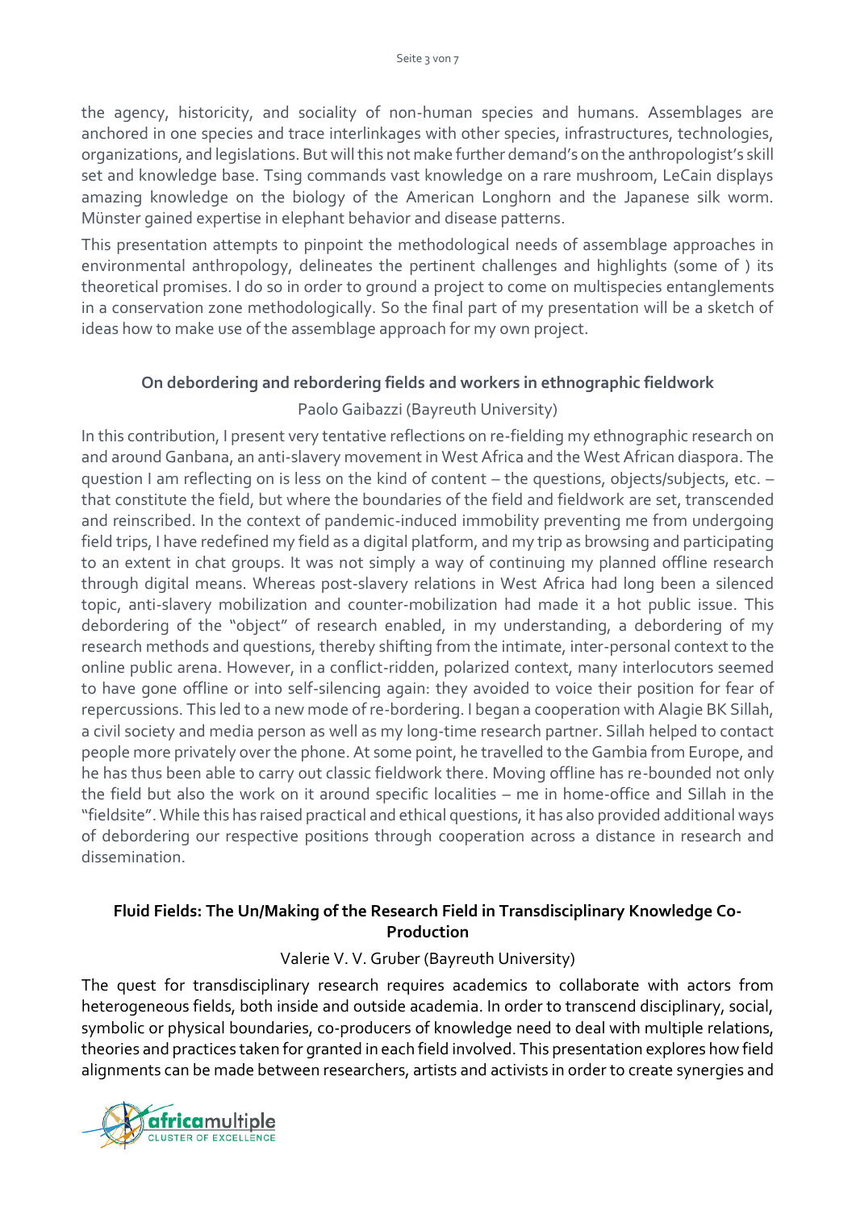the agency, historicity, and sociality of non-human species and humans. Assemblages are anchored in one species and trace interlinkages with other species, infrastructures, technologies, organizations, and legislations. But will this not make further demand's on the anthropologist's skill set and knowledge base. Tsing commands vast knowledge on a rare mushroom, LeCain displays amazing knowledge on the biology of the American Longhorn and the Japanese silk worm. Münster gained expertise in elephant behavior and disease patterns.

This presentation attempts to pinpoint the methodological needs of assemblage approaches in environmental anthropology, delineates the pertinent challenges and highlights (some of ) its theoretical promises. I do so in order to ground a project to come on multispecies entanglements in a conservation zone methodologically. So the final part of my presentation will be a sketch of ideas how to make use of the assemblage approach for my own project.

### On debordering and rebordering fields and workers in ethnographic fieldwork

Paolo Gaibazzi (Bayreuth University)

In this contribution, I present very tentative reflections on re-fielding my ethnographic research on and around Ganbana, an anti-slavery movement in West Africa and the West African diaspora. The question I am reflecting on is less on the kind of content – the questions, objects/subjects, etc. – that constitute the field, but where the boundaries of the field and fieldwork are set, transcended and reinscribed. In the context of pandemic-induced immobility preventing me from undergoing field trips, I have redefined my field as a digital platform, and my trip as browsing and participating to an extent in chat groups. It was not simply a way of continuing my planned offline research through digital means. Whereas post-slavery relations in West Africa had long been a silenced topic, anti-slavery mobilization and counter-mobilization had made it a hot public issue. This debordering of the "object" of research enabled, in my understanding, a debordering of my research methods and questions, thereby shifting from the intimate, inter-personal context to the online public arena. However, in a conflict-ridden, polarized context, many interlocutors seemed to have gone offline or into self-silencing again: they avoided to voice their position for fear of repercussions. This led to a new mode of re-bordering. I began a cooperation with Alagie BK Sillah, a civil society and media person as well as my long-time research partner. Sillah helped to contact people more privately over the phone. At some point, he travelled to the Gambia from Europe, and he has thus been able to carry out classic fieldwork there. Moving offline has re-bounded not only the field but also the work on it around specific localities – me in home-office and Sillah in the "fieldsite". While this has raised practical and ethical questions, it has also provided additional ways of debordering our respective positions through cooperation across a distance in research and dissemination.

### Fluid Fields: The Un/Making of the Research Field in Transdisciplinary Knowledge Co-Production

Valerie V. V. Gruber (Bayreuth University)

The quest for transdisciplinary research requires academics to collaborate with actors from heterogeneous fields, both inside and outside academia. In order to transcend disciplinary, social, symbolic or physical boundaries, co-producers of knowledge need to deal with multiple relations, theories and practices taken for granted in each field involved. This presentation explores how field alignments can be made between researchers, artists and activists in order to create synergies and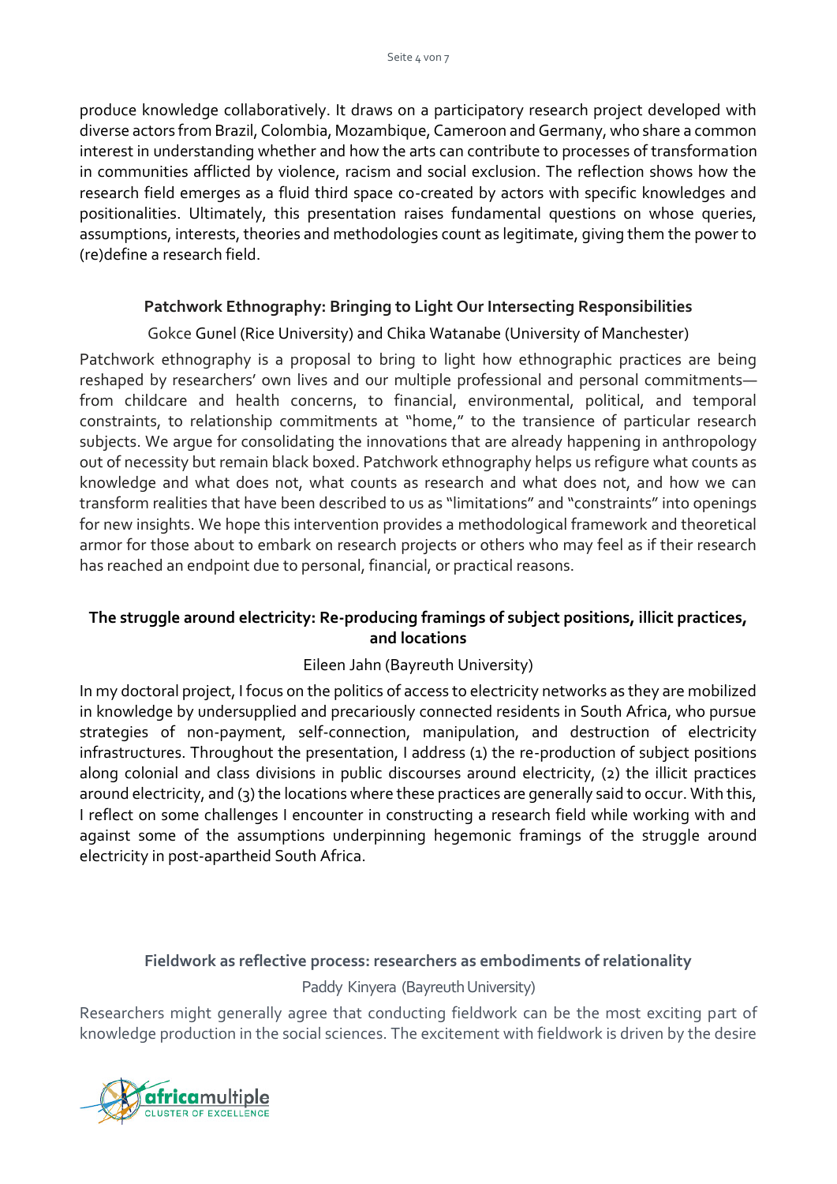produce knowledge collaboratively. It draws on a participatory research project developed with diverse actors from Brazil, Colombia, Mozambique, Cameroon and Germany, who share a common interest in understanding whether and how the arts can contribute to processes of transformation in communities afflicted by violence, racism and social exclusion. The reflection shows how the research field emerges as a fluid third space co-created by actors with specific knowledges and positionalities. Ultimately, this presentation raises fundamental questions on whose queries, assumptions, interests, theories and methodologies count as legitimate, giving them the power to (re)define a research field.

### Patchwork Ethnography: Bringing to Light Our Intersecting Responsibilities

Gokce Gunel (Rice University) and Chika Watanabe (University of Manchester)

Patchwork ethnography is a proposal to bring to light how ethnographic practices are being reshaped by researchers' own lives and our multiple professional and personal commitments—from childcare and health concerns, to financial, environmental, political, and temporal constraints, to relationship commitments at "home," to the transience of particular research subjects. We argue for consolidating the innovations that are already happening in anthropology out of necessity but remain black boxed. Patchwork ethnography helps us refigure what counts as knowledge and what does not, what counts as research and what does not, and how we can transform realities that have been described to us as "limitations" and "constraints" into openings for new insights. We hope this intervention provides a methodological framework and theoretical armor for those about to embark on research projects or others who may feel as if their research has reached an endpoint due to personal, financial, or practical reasons.

### The struggle around electricity: Re-producing framings of subject positions, illicit practices, and locations

Eileen Jahn (Bayreuth University)

In my doctoral project, I focus on the politics of access to electricity networks as they are mobilized in knowledge by undersupplied and precariously connected residents in South Africa, who pursue strategies of non-payment, self-connection, manipulation, and destruction of electricity infrastructures. Throughout the presentation, I address (1) the re-production of subject positions along colonial and class divisions in public discourses around electricity, (2) the illicit practices around electricity, and (3) the locations where these practices are generally said to occur. With this, I reflect on some challenges I encounter in constructing a research field while working with and against some of the assumptions underpinning hegemonic framings of the struggle around electricity in post-apartheid South Africa.

### Fieldwork as reflective process: researchers as embodiments of relationality

Paddy Kinyera (Bayreuth University)

Researchers might generally agree that conducting fieldwork can be the most exciting part of knowledge production in the social sciences. The excitement with fieldwork is driven by the desire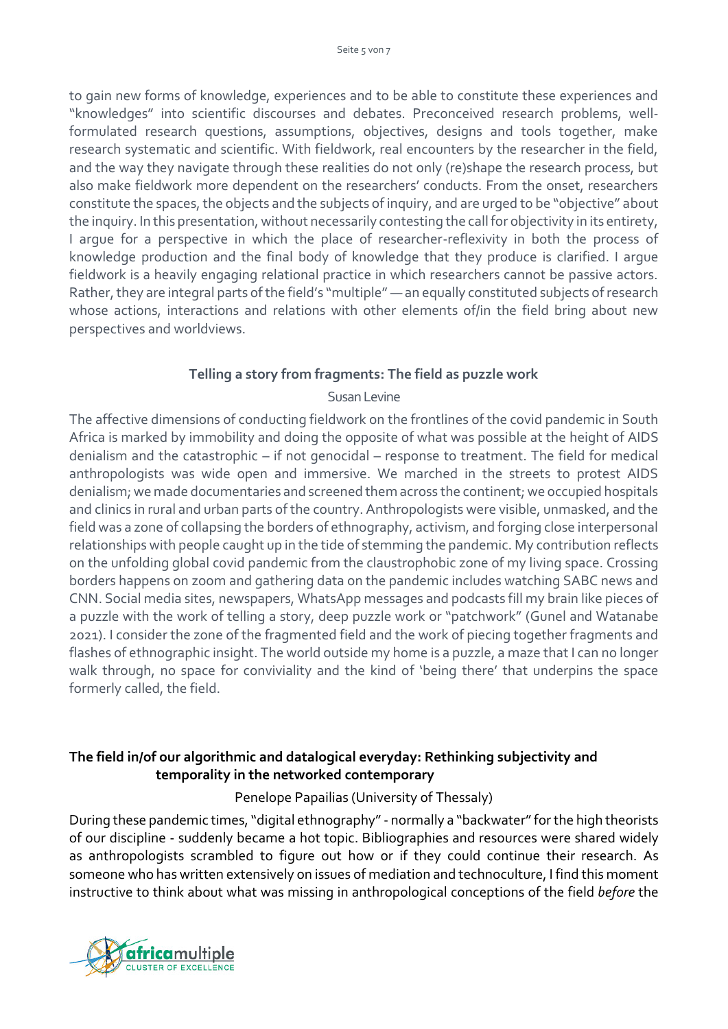to gain new forms of knowledge, experiences and to be able to constitute these experiences and "knowledges" into scientific discourses and debates. Preconceived research problems, well-formulated research questions, assumptions, objectives, designs and tools together, make research systematic and scientific. With fieldwork, real encounters by the researcher in the field, and the way they navigate through these realities do not only (re)shape the research process, but also make fieldwork more dependent on the researchers' conducts. From the onset, researchers constitute the spaces, the objects and the subjects of inquiry, and are urged to be "objective" about the inquiry. In this presentation, without necessarily contesting the call for objectivity in its entirety, I argue for a perspective in which the place of researcher-reflexivity in both the process of knowledge production and the final body of knowledge that they produce is clarified. I argue fieldwork is a heavily engaging relational practice in which researchers cannot be passive actors. Rather, they are integral parts of the field's "multiple" — an equally constituted subjects of research whose actions, interactions and relations with other elements of/in the field bring about new perspectives and worldviews.

### Telling a story from fragments: The field as puzzle work

Susan Levine

The affective dimensions of conducting fieldwork on the frontlines of the covid pandemic in South Africa is marked by immobility and doing the opposite of what was possible at the height of AIDS denialism and the catastrophic – if not genocidal – response to treatment. The field for medical anthropologists was wide open and immersive. We marched in the streets to protest AIDS denialism; we made documentaries and screened them across the continent; we occupied hospitals and clinics in rural and urban parts of the country. Anthropologists were visible, unmasked, and the field was a zone of collapsing the borders of ethnography, activism, and forging close interpersonal relationships with people caught up in the tide of stemming the pandemic. My contribution reflects on the unfolding global covid pandemic from the claustrophobic zone of my living space. Crossing borders happens on zoom and gathering data on the pandemic includes watching SABC news and CNN. Social media sites, newspapers, WhatsApp messages and podcasts fill my brain like pieces of a puzzle with the work of telling a story, deep puzzle work or "patchwork" (Gunel and Watanabe 2021). I consider the zone of the fragmented field and the work of piecing together fragments and flashes of ethnographic insight. The world outside my home is a puzzle, a maze that I can no longer walk through, no space for conviviality and the kind of 'being there' that underpins the space formerly called, the field.

### The field in/of our algorithmic and datalogical everyday: Rethinking subjectivity and temporality in the networked contemporary

Penelope Papailias (University of Thessaly)

During these pandemic times, "digital ethnography" - normally a "backwater" for the high theorists of our discipline - suddenly became a hot topic. Bibliographies and resources were shared widely as anthropologists scrambled to figure out how or if they could continue their research. As someone who has written extensively on issues of mediation and technoculture, I find this moment instructive to think about what was missing in anthropological conceptions of the field *before* the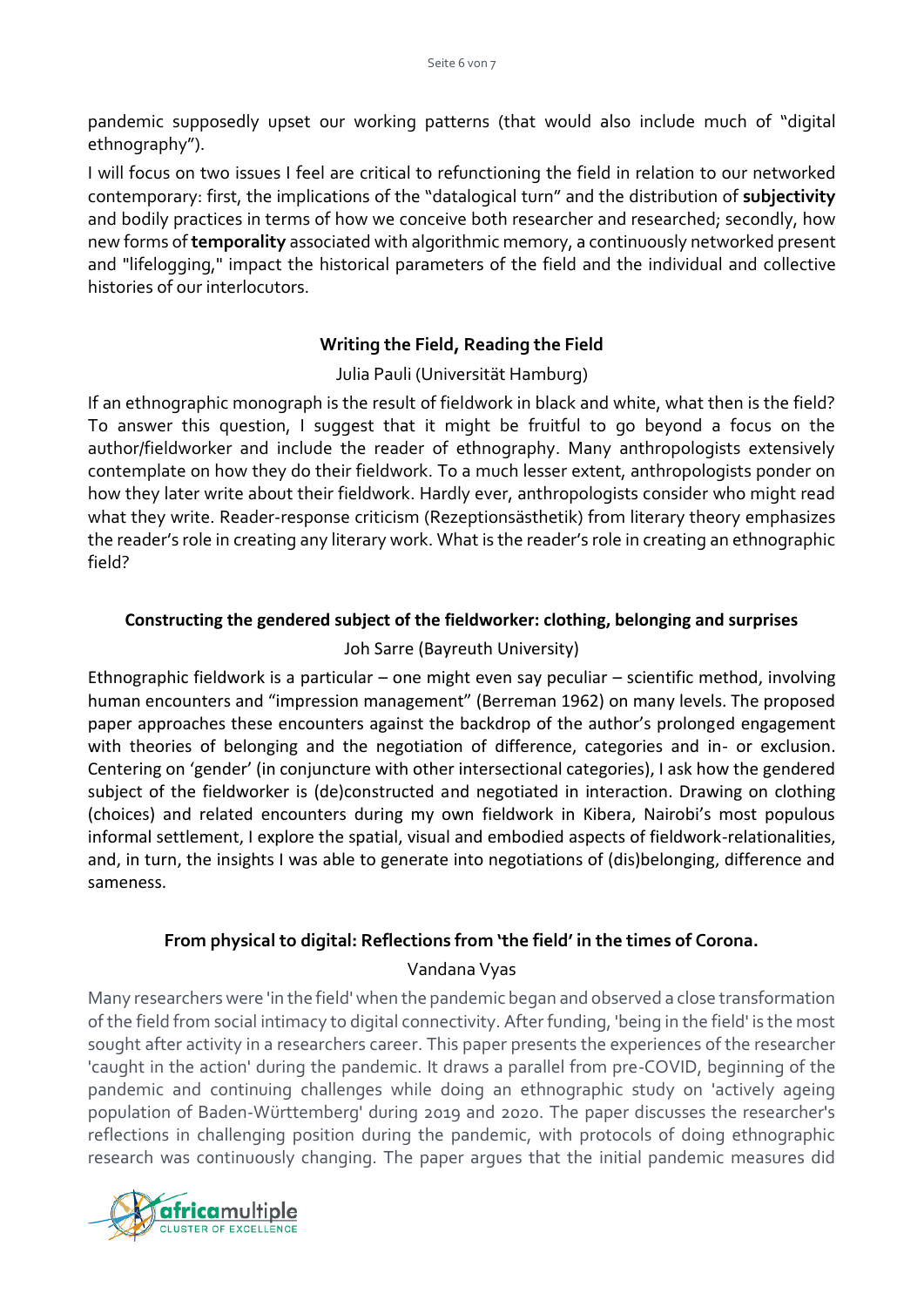pandemic supposedly upset our working patterns (that would also include much of "digital ethnography").

I will focus on two issues I feel are critical to refunctioning the field in relation to our networked contemporary: first, the implications of the "datalogical turn" and the distribution of **subjectivity** and bodily practices in terms of how we conceive both researcher and researched; secondly, how new forms of **temporality** associated with algorithmic memory, a continuously networked present and "lifelogging," impact the historical parameters of the field and the individual and collective histories of our interlocutors.

### Writing the Field, Reading the Field

Julia Pauli (Universität Hamburg)

If an ethnographic monograph is the result of fieldwork in black and white, what then is the field? To answer this question, I suggest that it might be fruitful to go beyond a focus on the author/fieldworker and include the reader of ethnography. Many anthropologists extensively contemplate on how they do their fieldwork. To a much lesser extent, anthropologists ponder on how they later write about their fieldwork. Hardly ever, anthropologists consider who might read what they write. Reader-response criticism (Rezeptionsästhetik) from literary theory emphasizes the reader's role in creating any literary work. What is the reader's role in creating an ethnographic field?

### Constructing the gendered subject of the fieldworker: clothing, belonging and surprises

Joh Sarre (Bayreuth University)

Ethnographic fieldwork is a particular – one might even say peculiar – scientific method, involving human encounters and "impression management" (Berreman 1962) on many levels. The proposed paper approaches these encounters against the backdrop of the author's prolonged engagement with theories of belonging and the negotiation of difference, categories and in- or exclusion. Centering on 'gender' (in conjuncture with other intersectional categories), I ask how the gendered subject of the fieldworker is (de)constructed and negotiated in interaction. Drawing on clothing (choices) and related encounters during my own fieldwork in Kibera, Nairobi's most populous informal settlement, I explore the spatial, visual and embodied aspects of fieldwork-relationalities, and, in turn, the insights I was able to generate into negotiations of (dis)belonging, difference and sameness.

### From physical to digital: Reflections from 'the field' in the times of Corona.

Vandana Vyas

Many researchers were 'in the field' when the pandemic began and observed a close transformation of the field from social intimacy to digital connectivity. After funding, 'being in the field' is the most sought after activity in a researchers career. This paper presents the experiences of the researcher 'caught in the action' during the pandemic. It draws a parallel from pre-COVID, beginning of the pandemic and continuing challenges while doing an ethnographic study on 'actively ageing population of Baden-Württemberg' during 2019 and 2020. The paper discusses the researcher's reflections in challenging position during the pandemic, with protocols of doing ethnographic research was continuously changing. The paper argues that the initial pandemic measures did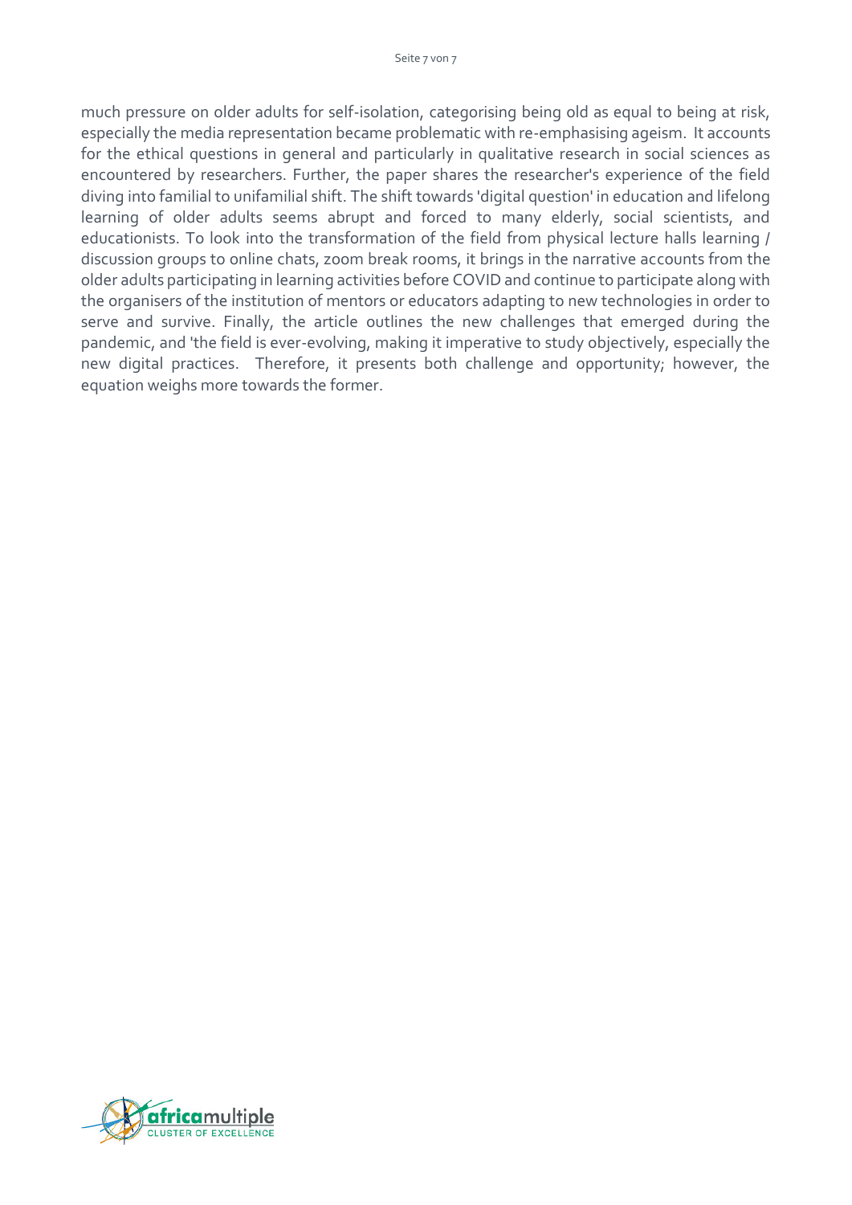much pressure on older adults for self-isolation, categorising being old as equal to being at risk, especially the media representation became problematic with re-emphasising ageism. It accounts for the ethical questions in general and particularly in qualitative research in social sciences as encountered by researchers. Further, the paper shares the researcher's experience of the field diving into familial to unifamilial shift. The shift towards 'digital question' in education and lifelong learning of older adults seems abrupt and forced to many elderly, social scientists, and educationists. To look into the transformation of the field from physical lecture halls learning / discussion groups to online chats, zoom break rooms, it brings in the narrative accounts from the older adults participating in learning activities before COVID and continue to participate along with the organisers of the institution of mentors or educators adapting to new technologies in order to serve and survive. Finally, the article outlines the new challenges that emerged during the pandemic, and 'the field is ever-evolving, making it imperative to study objectively, especially the new digital practices. Therefore, it presents both challenge and opportunity; however, the equation weighs more towards the former.